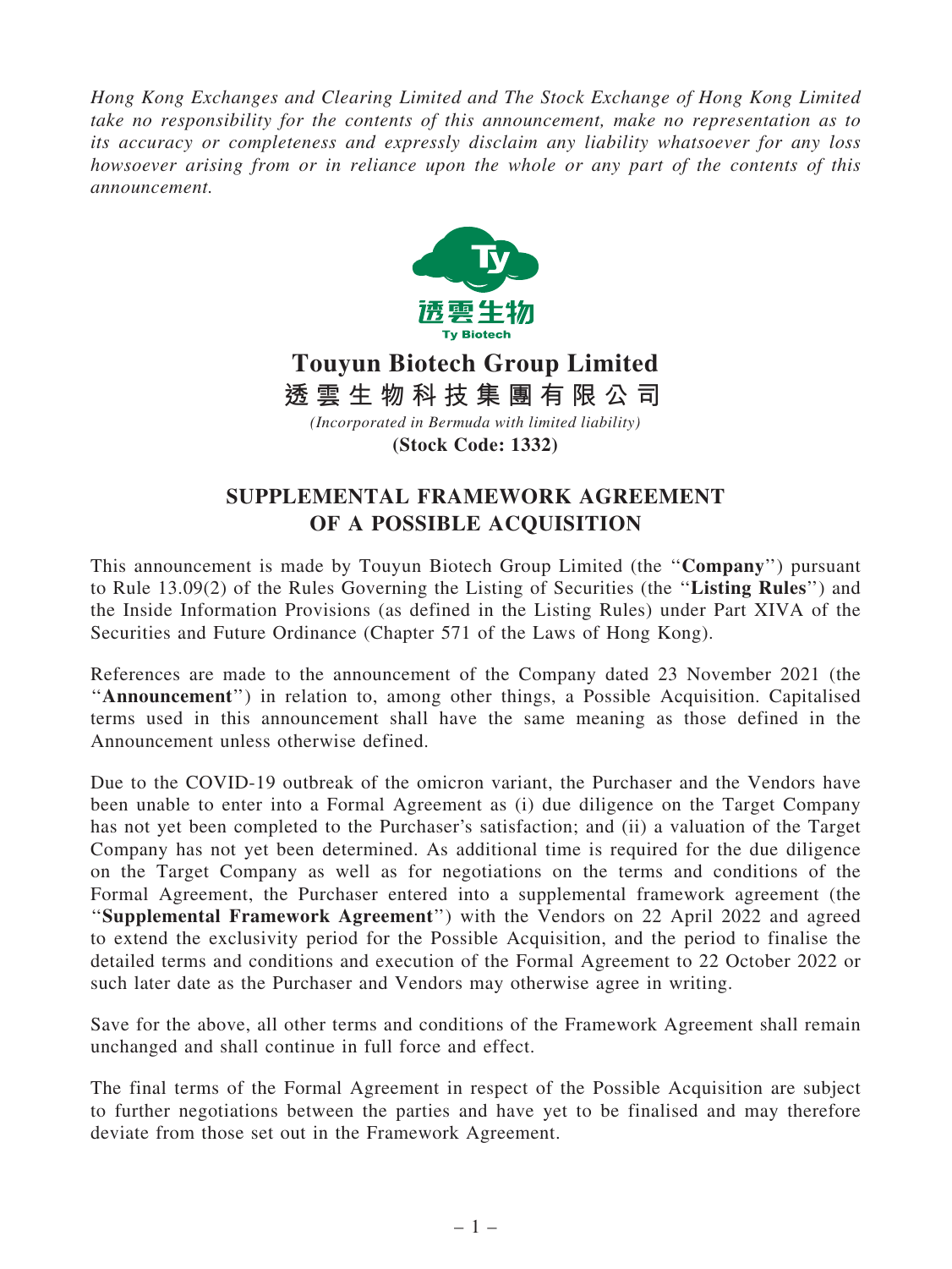*Hong Kong Exchanges and Clearing Limited and The Stock Exchange of Hong Kong Limited take no responsibility for the contents of this announcement, make no representation as to its accuracy or completeness and expressly disclaim any liability whatsoever for any loss howsoever arising from or in reliance upon the whole or any part of the contents of this announcement.*

透雲生物
Ty Biotech

# Touyun Biotech Group Limited
# 透雲生物科技集團有限公司

*(Incorporated in Bermuda with limited liability)*
**(Stock Code: 1332)**

## SUPPLEMENTAL FRAMEWORK AGREEMENT OF A POSSIBLE ACQUISITION

This announcement is made by Touyun Biotech Group Limited (the "**Company**") pursuant to Rule 13.09(2) of the Rules Governing the Listing of Securities (the "**Listing Rules**") and the Inside Information Provisions (as defined in the Listing Rules) under Part XIVA of the Securities and Future Ordinance (Chapter 571 of the Laws of Hong Kong).

References are made to the announcement of the Company dated 23 November 2021 (the "**Announcement**") in relation to, among other things, a Possible Acquisition. Capitalised terms used in this announcement shall have the same meaning as those defined in the Announcement unless otherwise defined.

Due to the COVID-19 outbreak of the omicron variant, the Purchaser and the Vendors have been unable to enter into a Formal Agreement as (i) due diligence on the Target Company has not yet been completed to the Purchaser's satisfaction; and (ii) a valuation of the Target Company has not yet been determined. As additional time is required for the due diligence on the Target Company as well as for negotiations on the terms and conditions of the Formal Agreement, the Purchaser entered into a supplemental framework agreement (the "**Supplemental Framework Agreement**") with the Vendors on 22 April 2022 and agreed to extend the exclusivity period for the Possible Acquisition, and the period to finalise the detailed terms and conditions and execution of the Formal Agreement to 22 October 2022 or such later date as the Purchaser and Vendors may otherwise agree in writing.

Save for the above, all other terms and conditions of the Framework Agreement shall remain unchanged and shall continue in full force and effect.

The final terms of the Formal Agreement in respect of the Possible Acquisition are subject to further negotiations between the parties and have yet to be finalised and may therefore deviate from those set out in the Framework Agreement.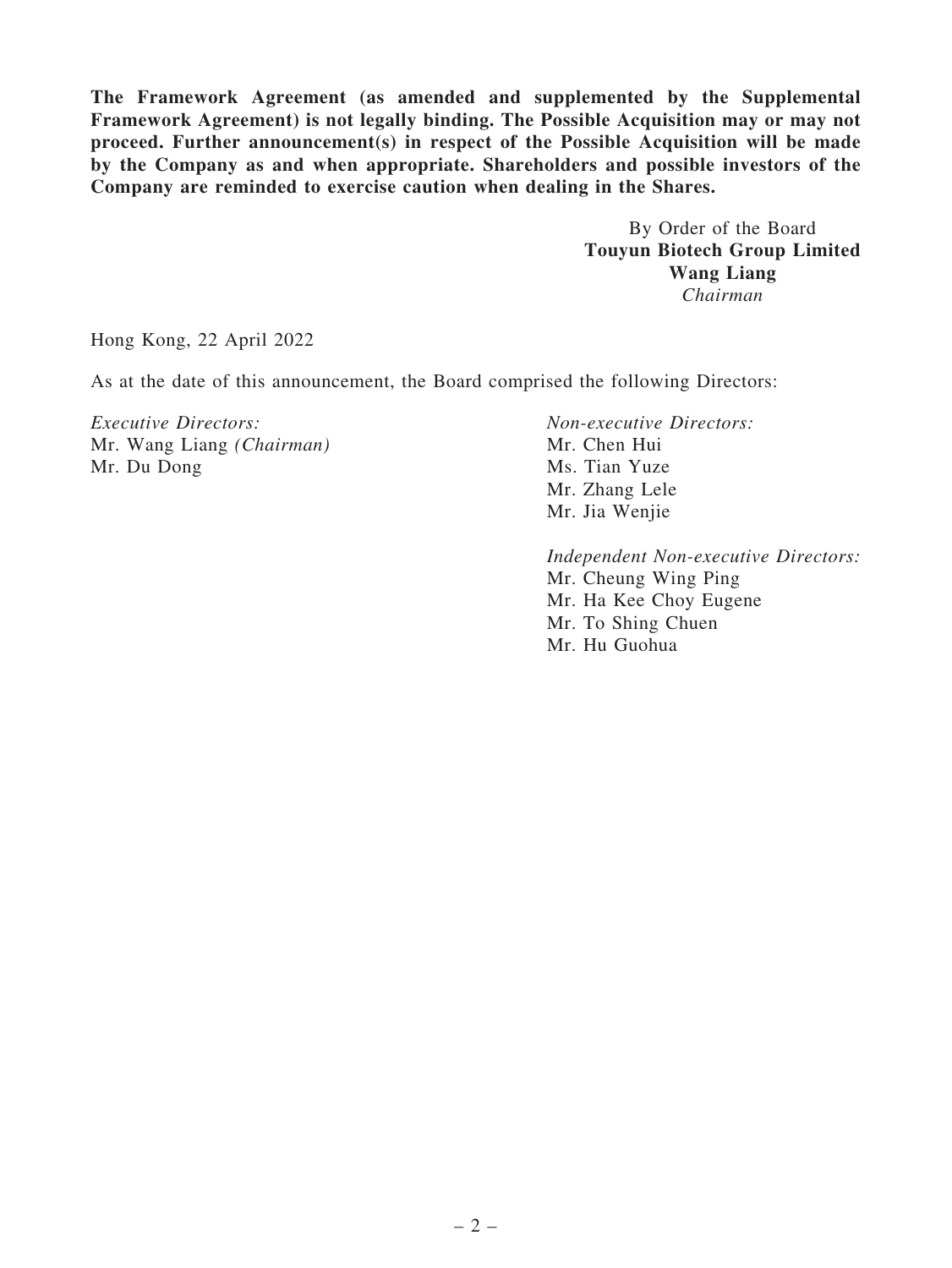**The Framework Agreement (as amended and supplemented by the Supplemental Framework Agreement) is not legally binding. The Possible Acquisition may or may not proceed. Further announcement(s) in respect of the Possible Acquisition will be made by the Company as and when appropriate. Shareholders and possible investors of the Company are reminded to exercise caution when dealing in the Shares.**

By Order of the Board
**Touyun Biotech Group Limited**
**Wang Liang**
*Chairman*

Hong Kong, 22 April 2022

As at the date of this announcement, the Board comprised the following Directors:

*Executive Directors:*
Mr. Wang Liang *(Chairman)*
Mr. Du Dong

*Non-executive Directors:*
Mr. Chen Hui
Ms. Tian Yuze
Mr. Zhang Lele
Mr. Jia Wenjie

*Independent Non-executive Directors:*
Mr. Cheung Wing Ping
Mr. Ha Kee Choy Eugene
Mr. To Shing Chuen
Mr. Hu Guohua